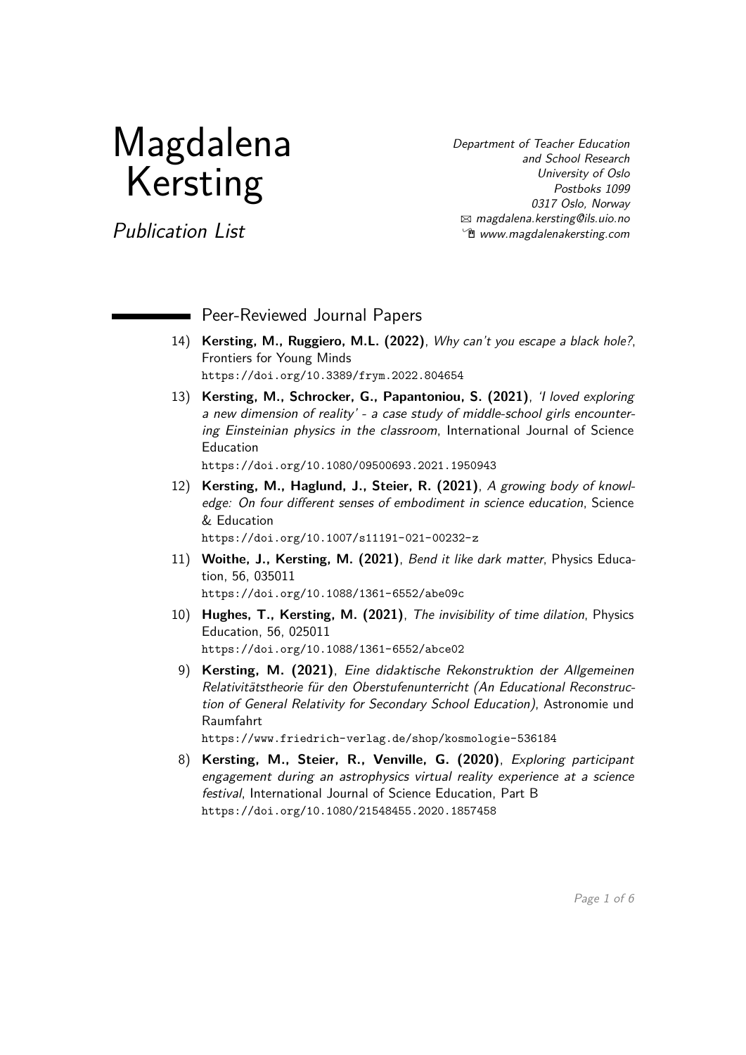# Magdalena Kersting

*Publication List*

*Department of Teacher Education*
*and School Research*
*University of Oslo*
*Postboks 1099*
*0317 Oslo, Norway*
*magdalena.kersting@ils.uio.no*
*www.magdalenakersting.com*

## Peer-Reviewed Journal Papers

14) **Kersting, M., Ruggiero, M.L. (2022)**, *Why can't you escape a black hole?*, Frontiers for Young Minds
`https://doi.org/10.3389/frym.2022.804654`

13) **Kersting, M., Schrocker, G., Papantoniou, S. (2021)**, *'I loved exploring a new dimension of reality' - a case study of middle-school girls encountering Einsteinian physics in the classroom*, International Journal of Science Education
`https://doi.org/10.1080/09500693.2021.1950943`

12) **Kersting, M., Haglund, J., Steier, R. (2021)**, *A growing body of knowledge: On four different senses of embodiment in science education*, Science & Education
`https://doi.org/10.1007/s11191-021-00232-z`

11) **Woithe, J., Kersting, M. (2021)**, *Bend it like dark matter*, Physics Education, 56, 035011
`https://doi.org/10.1088/1361-6552/abe09c`

10) **Hughes, T., Kersting, M. (2021)**, *The invisibility of time dilation*, Physics Education, 56, 025011
`https://doi.org/10.1088/1361-6552/abce02`

9) **Kersting, M. (2021)**, *Eine didaktische Rekonstruktion der Allgemeinen Relativitätstheorie für den Oberstufenunterricht (An Educational Reconstruction of General Relativity for Secondary School Education)*, Astronomie und Raumfahrt
`https://www.friedrich-verlag.de/shop/kosmologie-536184`

8) **Kersting, M., Steier, R., Venville, G. (2020)**, *Exploring participant engagement during an astrophysics virtual reality experience at a science festival*, International Journal of Science Education, Part B
`https://doi.org/10.1080/21548455.2020.1857458`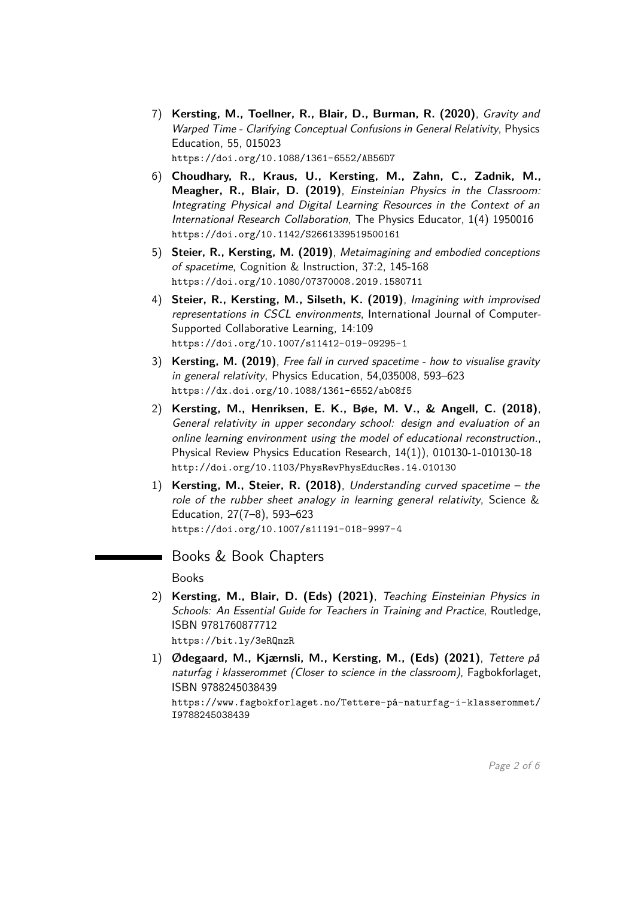7) **Kersting, M., Toellner, R., Blair, D., Burman, R. (2020)**, *Gravity and Warped Time - Clarifying Conceptual Confusions in General Relativity*, Physics Education, 55, 015023
`https://doi.org/10.1088/1361-6552/AB56D7`

6) **Choudhary, R., Kraus, U., Kersting, M., Zahn, C., Zadnik, M., Meagher, R., Blair, D. (2019)**, *Einsteinian Physics in the Classroom: Integrating Physical and Digital Learning Resources in the Context of an International Research Collaboration*, The Physics Educator, 1(4) 1950016
`https://doi.org/10.1142/S2661339519500161`

5) **Steier, R., Kersting, M. (2019)**, *Metaimagining and embodied conceptions of spacetime*, Cognition & Instruction, 37:2, 145-168
`https://doi.org/10.1080/07370008.2019.1580711`

4) **Steier, R., Kersting, M., Silseth, K. (2019)**, *Imagining with improvised representations in CSCL environments*, International Journal of Computer-Supported Collaborative Learning, 14:109
`https://doi.org/10.1007/s11412-019-09295-1`

3) **Kersting, M. (2019)**, *Free fall in curved spacetime - how to visualise gravity in general relativity*, Physics Education, 54,035008, 593–623
`https://dx.doi.org/10.1088/1361-6552/ab08f5`

2) **Kersting, M., Henriksen, E. K., Bøe, M. V., & Angell, C. (2018)**, *General relativity in upper secondary school: design and evaluation of an online learning environment using the model of educational reconstruction.*, Physical Review Physics Education Research, 14(1)), 010130-1-010130-18
`http://doi.org/10.1103/PhysRevPhysEducRes.14.010130`

1) **Kersting, M., Steier, R. (2018)**, *Understanding curved spacetime – the role of the rubber sheet analogy in learning general relativity*, Science & Education, 27(7–8), 593–623
`https://doi.org/10.1007/s11191-018-9997-4`

## Books & Book Chapters

Books

2) **Kersting, M., Blair, D. (Eds) (2021)**, *Teaching Einsteinian Physics in Schools: An Essential Guide for Teachers in Training and Practice*, Routledge, ISBN 9781760877712
`https://bit.ly/3eRQnzR`

1) **Ødegaard, M., Kjærnsli, M., Kersting, M., (Eds) (2021)**, *Tettere på naturfag i klasserommet (Closer to science in the classroom)*, Fagbokforlaget, ISBN 9788245038439
`https://www.fagbokforlaget.no/Tettere-på-naturfag-i-klasserommet/I9788245038439`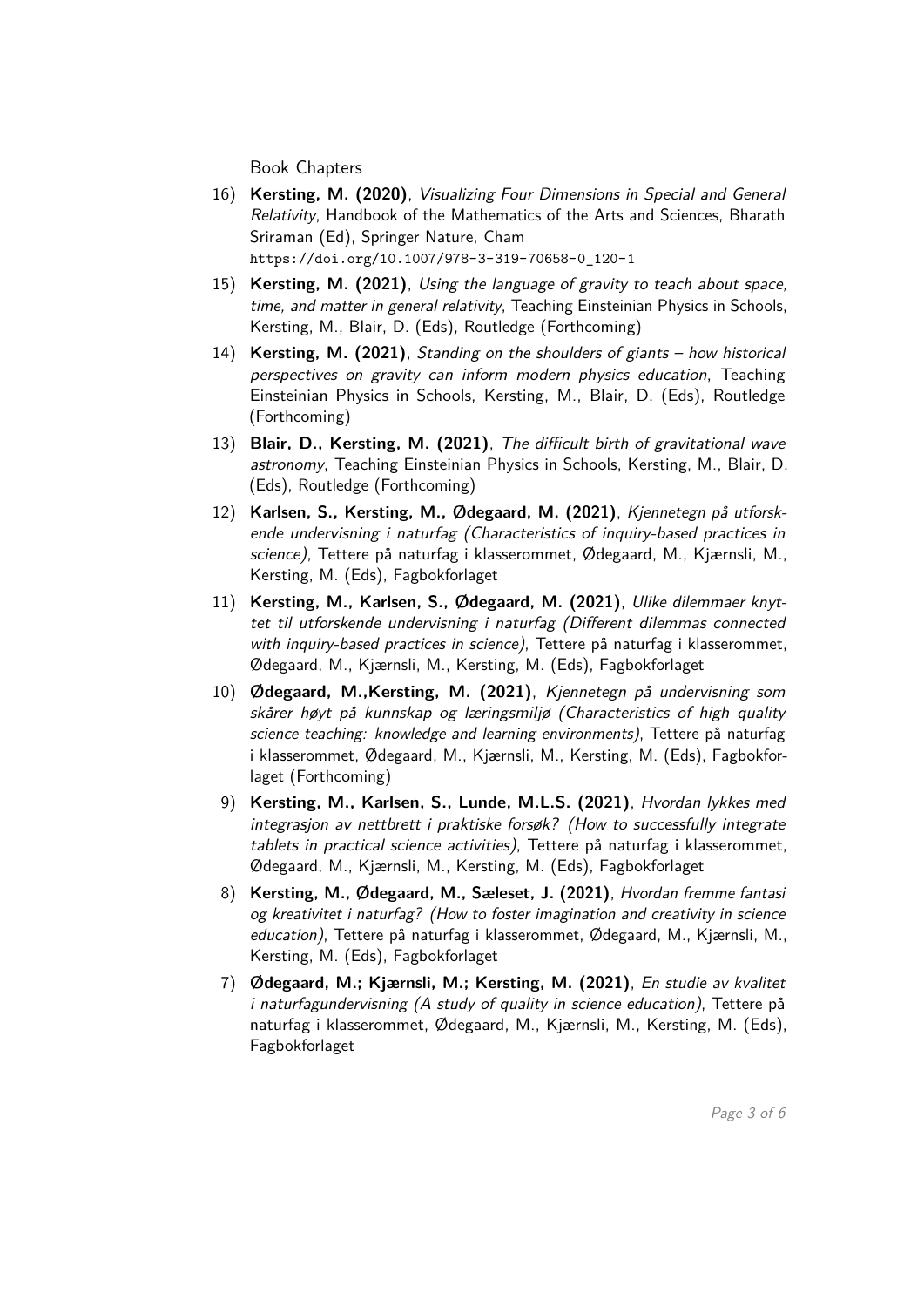Book Chapters

16) **Kersting, M. (2020)**, *Visualizing Four Dimensions in Special and General Relativity*, Handbook of the Mathematics of the Arts and Sciences, Bharath Sriraman (Ed), Springer Nature, Cham `https://doi.org/10.1007/978-3-319-70658-0_120-1`

15) **Kersting, M. (2021)**, *Using the language of gravity to teach about space, time, and matter in general relativity*, Teaching Einsteinian Physics in Schools, Kersting, M., Blair, D. (Eds), Routledge (Forthcoming)

14) **Kersting, M. (2021)**, *Standing on the shoulders of giants – how historical perspectives on gravity can inform modern physics education*, Teaching Einsteinian Physics in Schools, Kersting, M., Blair, D. (Eds), Routledge (Forthcoming)

13) **Blair, D., Kersting, M. (2021)**, *The difficult birth of gravitational wave astronomy*, Teaching Einsteinian Physics in Schools, Kersting, M., Blair, D. (Eds), Routledge (Forthcoming)

12) **Karlsen, S., Kersting, M., Ødegaard, M. (2021)**, *Kjennetegn på utforskende undervisning i naturfag (Characteristics of inquiry-based practices in science)*, Tettere på naturfag i klasserommet, Ødegaard, M., Kjærnsli, M., Kersting, M. (Eds), Fagbokforlaget

11) **Kersting, M., Karlsen, S., Ødegaard, M. (2021)**, *Ulike dilemmaer knyttet til utforskende undervisning i naturfag (Different dilemmas connected with inquiry-based practices in science)*, Tettere på naturfag i klasserommet, Ødegaard, M., Kjærnsli, M., Kersting, M. (Eds), Fagbokforlaget

10) **Ødegaard, M.,Kersting, M. (2021)**, *Kjennetegn på undervisning som skårer høyt på kunnskap og læringsmiljø (Characteristics of high quality science teaching: knowledge and learning environments)*, Tettere på naturfag i klasserommet, Ødegaard, M., Kjærnsli, M., Kersting, M. (Eds), Fagbokforlaget (Forthcoming)

9) **Kersting, M., Karlsen, S., Lunde, M.L.S. (2021)**, *Hvordan lykkes med integrasjon av nettbrett i praktiske forsøk? (How to successfully integrate tablets in practical science activities)*, Tettere på naturfag i klasserommet, Ødegaard, M., Kjærnsli, M., Kersting, M. (Eds), Fagbokforlaget

8) **Kersting, M., Ødegaard, M., Sæleset, J. (2021)**, *Hvordan fremme fantasi og kreativitet i naturfag? (How to foster imagination and creativity in science education)*, Tettere på naturfag i klasserommet, Ødegaard, M., Kjærnsli, M., Kersting, M. (Eds), Fagbokforlaget

7) **Ødegaard, M.; Kjærnsli, M.; Kersting, M. (2021)**, *En studie av kvalitet i naturfagundervisning (A study of quality in science education)*, Tettere på naturfag i klasserommet, Ødegaard, M., Kjærnsli, M., Kersting, M. (Eds), Fagbokforlaget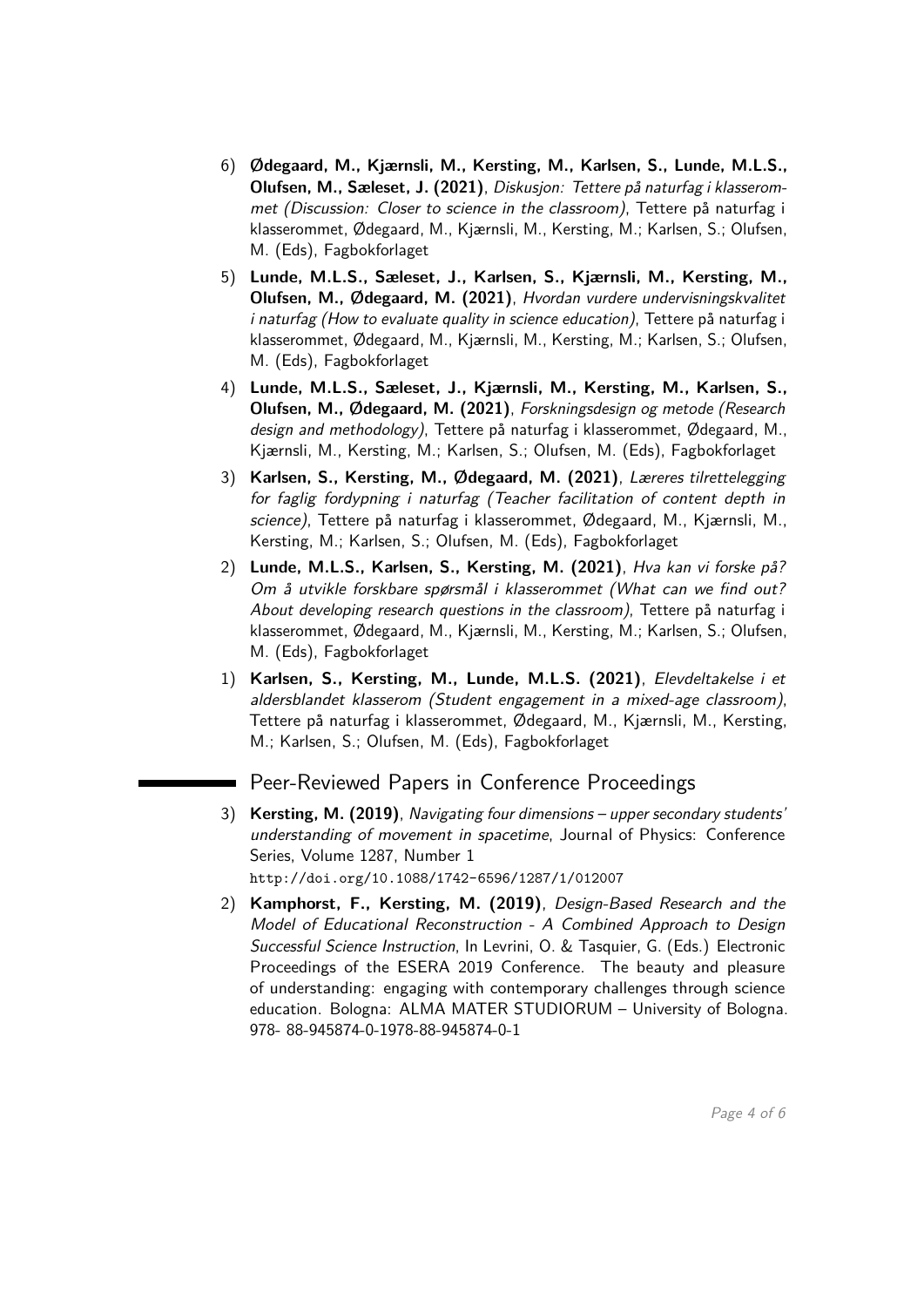6) **Ødegaard, M., Kjærnsli, M., Kersting, M., Karlsen, S., Lunde, M.L.S., Olufsen, M., Sæleset, J. (2021)**, *Diskusjon: Tettere på naturfag i klasserommet (Discussion: Closer to science in the classroom)*, Tettere på naturfag i klasserommet, Ødegaard, M., Kjærnsli, M., Kersting, M.; Karlsen, S.; Olufsen, M. (Eds), Fagbokforlaget

5) **Lunde, M.L.S., Sæleset, J., Karlsen, S., Kjærnsli, M., Kersting, M., Olufsen, M., Ødegaard, M. (2021)**, *Hvordan vurdere undervisningskvalitet i naturfag (How to evaluate quality in science education)*, Tettere på naturfag i klasserommet, Ødegaard, M., Kjærnsli, M., Kersting, M.; Karlsen, S.; Olufsen, M. (Eds), Fagbokforlaget

4) **Lunde, M.L.S., Sæleset, J., Kjærnsli, M., Kersting, M., Karlsen, S., Olufsen, M., Ødegaard, M. (2021)**, *Forskningsdesign og metode (Research design and methodology)*, Tettere på naturfag i klasserommet, Ødegaard, M., Kjærnsli, M., Kersting, M.; Karlsen, S.; Olufsen, M. (Eds), Fagbokforlaget

3) **Karlsen, S., Kersting, M., Ødegaard, M. (2021)**, *Læreres tilrettelegging for faglig fordypning i naturfag (Teacher facilitation of content depth in science)*, Tettere på naturfag i klasserommet, Ødegaard, M., Kjærnsli, M., Kersting, M.; Karlsen, S.; Olufsen, M. (Eds), Fagbokforlaget

2) **Lunde, M.L.S., Karlsen, S., Kersting, M. (2021)**, *Hva kan vi forske på? Om å utvikle forskbare spørsmål i klasserommet (What can we find out? About developing research questions in the classroom)*, Tettere på naturfag i klasserommet, Ødegaard, M., Kjærnsli, M., Kersting, M.; Karlsen, S.; Olufsen, M. (Eds), Fagbokforlaget

1) **Karlsen, S., Kersting, M., Lunde, M.L.S. (2021)**, *Elevdeltakelse i et aldersblandet klasserom (Student engagement in a mixed-age classroom)*, Tettere på naturfag i klasserommet, Ødegaard, M., Kjærnsli, M., Kersting, M.; Karlsen, S.; Olufsen, M. (Eds), Fagbokforlaget

## Peer-Reviewed Papers in Conference Proceedings

3) **Kersting, M. (2019)**, *Navigating four dimensions – upper secondary students' understanding of movement in spacetime*, Journal of Physics: Conference Series, Volume 1287, Number 1
`http://doi.org/10.1088/1742-6596/1287/1/012007`

2) **Kamphorst, F., Kersting, M. (2019)**, *Design-Based Research and the Model of Educational Reconstruction - A Combined Approach to Design Successful Science Instruction*, In Levrini, O. & Tasquier, G. (Eds.) Electronic Proceedings of the ESERA 2019 Conference. The beauty and pleasure of understanding: engaging with contemporary challenges through science education. Bologna: ALMA MATER STUDIORUM – University of Bologna. 978- 88-945874-0-1978-88-945874-0-1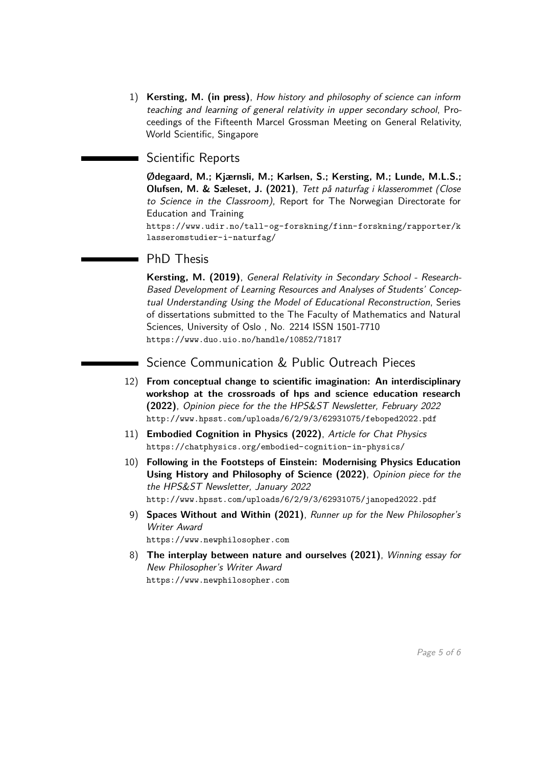1) **Kersting, M. (in press)**, *How history and philosophy of science can inform teaching and learning of general relativity in upper secondary school*, Proceedings of the Fifteenth Marcel Grossman Meeting on General Relativity, World Scientific, Singapore

## Scientific Reports

**Ødegaard, M.; Kjærnsli, M.; Karlsen, S.; Kersting, M.; Lunde, M.L.S.; Olufsen, M. & Sæleset, J. (2021)**, *Tett på naturfag i klasserommet (Close to Science in the Classroom)*, Report for The Norwegian Directorate for Education and Training
https://www.udir.no/tall-og-forskning/finn-forskning/rapporter/klasseromstudier-i-naturfag/

## PhD Thesis

**Kersting, M. (2019)**, *General Relativity in Secondary School - Research-Based Development of Learning Resources and Analyses of Students' Conceptual Understanding Using the Model of Educational Reconstruction*, Series of dissertations submitted to the The Faculty of Mathematics and Natural Sciences, University of Oslo , No. 2214 ISSN 1501-7710
https://www.duo.uio.no/handle/10852/71817

## Science Communication & Public Outreach Pieces

12) **From conceptual change to scientific imagination: An interdisciplinary workshop at the crossroads of hps and science education research (2022)**, *Opinion piece for the the HPS&ST Newsletter, February 2022*
http://www.hpsst.com/uploads/6/2/9/3/62931075/feboped2022.pdf

11) **Embodied Cognition in Physics (2022)**, *Article for Chat Physics*
https://chatphysics.org/embodied-cognition-in-physics/

10) **Following in the Footsteps of Einstein: Modernising Physics Education Using History and Philosophy of Science (2022)**, *Opinion piece for the the HPS&ST Newsletter, January 2022*
http://www.hpsst.com/uploads/6/2/9/3/62931075/janoped2022.pdf

9) **Spaces Without and Within (2021)**, *Runner up for the New Philosopher's Writer Award*
https://www.newphilosopher.com

8) **The interplay between nature and ourselves (2021)**, *Winning essay for New Philosopher's Writer Award*
https://www.newphilosopher.com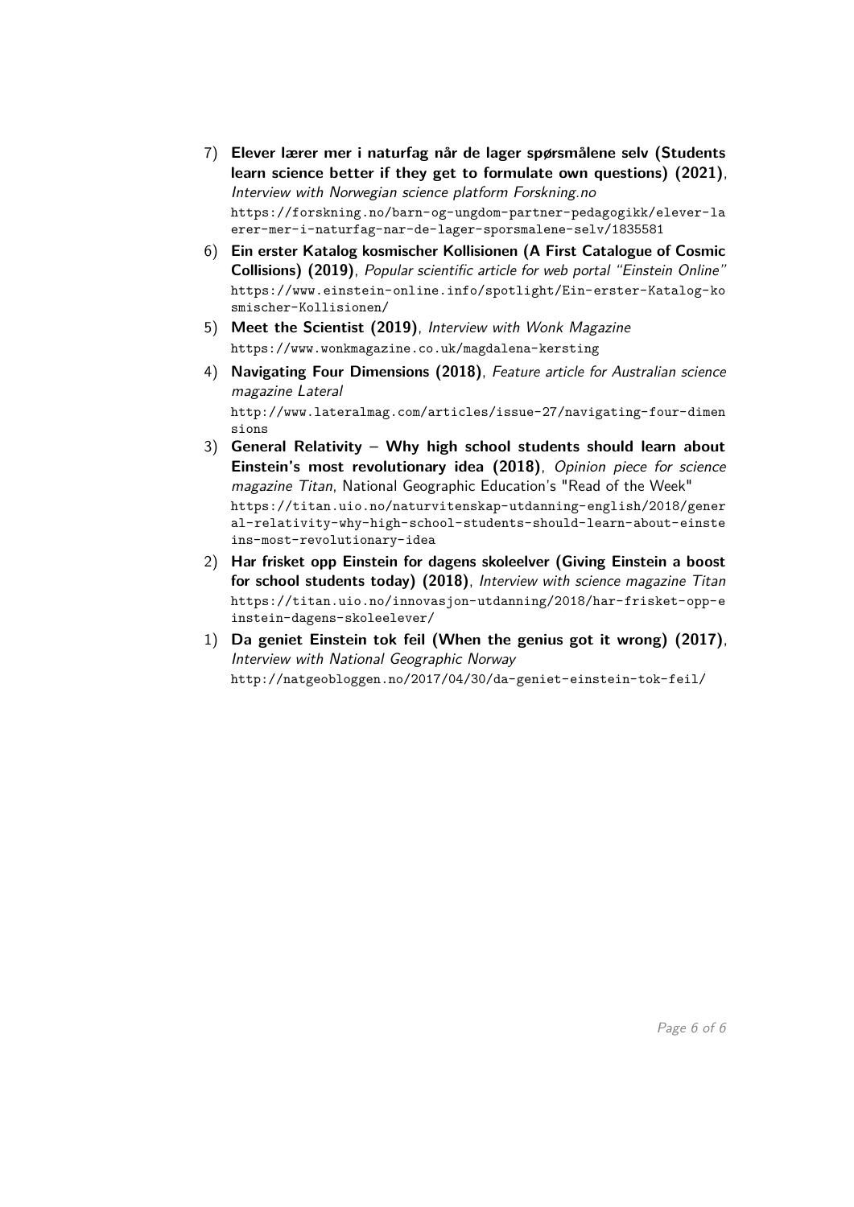7) **Elever lærer mer i naturfag når de lager spørsmålene selv (Students learn science better if they get to formulate own questions) (2021)**, *Interview with Norwegian science platform Forskning.no*
   https://forskning.no/barn-og-ungdom-partner-pedagogikk/elever-laerer-mer-i-naturfag-nar-de-lager-sporsmalene-selv/1835581
6) **Ein erster Katalog kosmischer Kollisionen (A First Catalogue of Cosmic Collisions) (2019)**, *Popular scientific article for web portal "Einstein Online"*
   https://www.einstein-online.info/spotlight/Ein-erster-Katalog-kosmischer-Kollisionen/
5) **Meet the Scientist (2019)**, *Interview with Wonk Magazine*
   https://www.wonkmagazine.co.uk/magdalena-kersting
4) **Navigating Four Dimensions (2018)**, *Feature article for Australian science magazine Lateral*
   http://www.lateralmag.com/articles/issue-27/navigating-four-dimensions
3) **General Relativity – Why high school students should learn about Einstein's most revolutionary idea (2018)**, *Opinion piece for science magazine Titan*, National Geographic Education's "Read of the Week"
   https://titan.uio.no/naturvitenskap-utdanning-english/2018/general-relativity-why-high-school-students-should-learn-about-einsteins-most-revolutionary-idea
2) **Har frisket opp Einstein for dagens skoleelver (Giving Einstein a boost for school students today) (2018)**, *Interview with science magazine Titan*
   https://titan.uio.no/innovasjon-utdanning/2018/har-frisket-opp-einstein-dagens-skoleelever/
1) **Da geniet Einstein tok feil (When the genius got it wrong) (2017)**, *Interview with National Geographic Norway*
   http://natgeobloggen.no/2017/04/30/da-geniet-einstein-tok-feil/